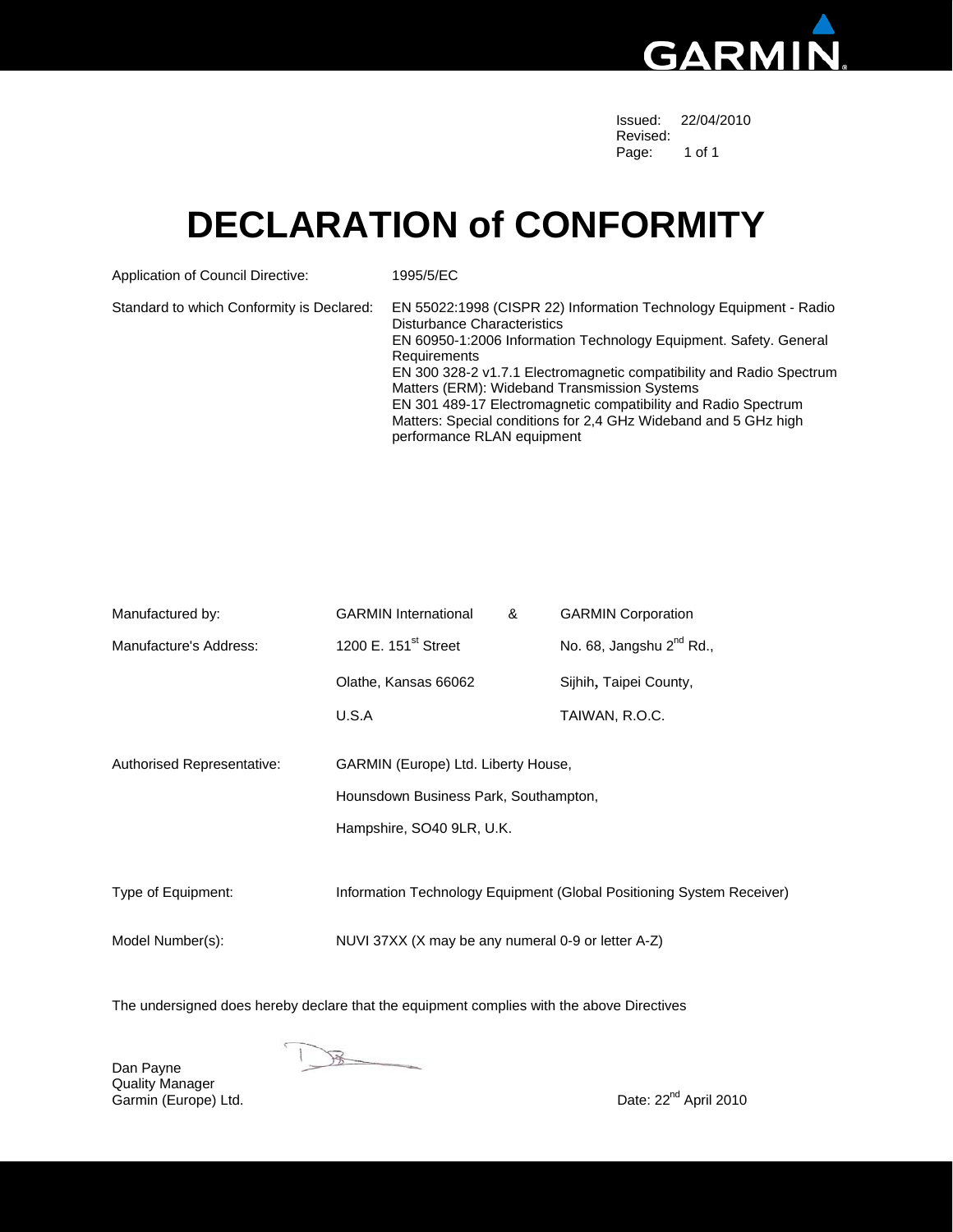Issued: 22/04/2010
Revised:
Page: 1 of 1

# DECLARATION of CONFORMITY

Application of Council Directive: 1995/5/EC

Standard to which Conformity is Declared:
EN 55022:1998 (CISPR 22) Information Technology Equipment - Radio Disturbance Characteristics
EN 60950-1:2006 Information Technology Equipment. Safety. General Requirements
EN 300 328-2 v1.7.1 Electromagnetic compatibility and Radio Spectrum Matters (ERM): Wideband Transmission Systems
EN 301 489-17 Electromagnetic compatibility and Radio Spectrum Matters: Special conditions for 2,4 GHz Wideband and 5 GHz high performance RLAN equipment

| | | | |
|---|---|---|---|
| Manufactured by: | GARMIN International | & | GARMIN Corporation |
| Manufacture's Address: | 1200 E. 151st Street | | No. 68, Jangshu 2nd Rd., |
| | Olathe, Kansas 66062 | | Sijhih, Taipei County, |
| | U.S.A | | TAIWAN, R.O.C. |

Authorised Representative: GARMIN (Europe) Ltd. Liberty House,
Hounsdown Business Park, Southampton,
Hampshire, SO40 9LR, U.K.

Type of Equipment: Information Technology Equipment (Global Positioning System Receiver)

Model Number(s): NUVI 37XX (X may be any numeral 0-9 or letter A-Z)

The undersigned does hereby declare that the equipment complies with the above Directives

Dan Payne
Quality Manager
Garmin (Europe) Ltd.

Date: 22nd April 2010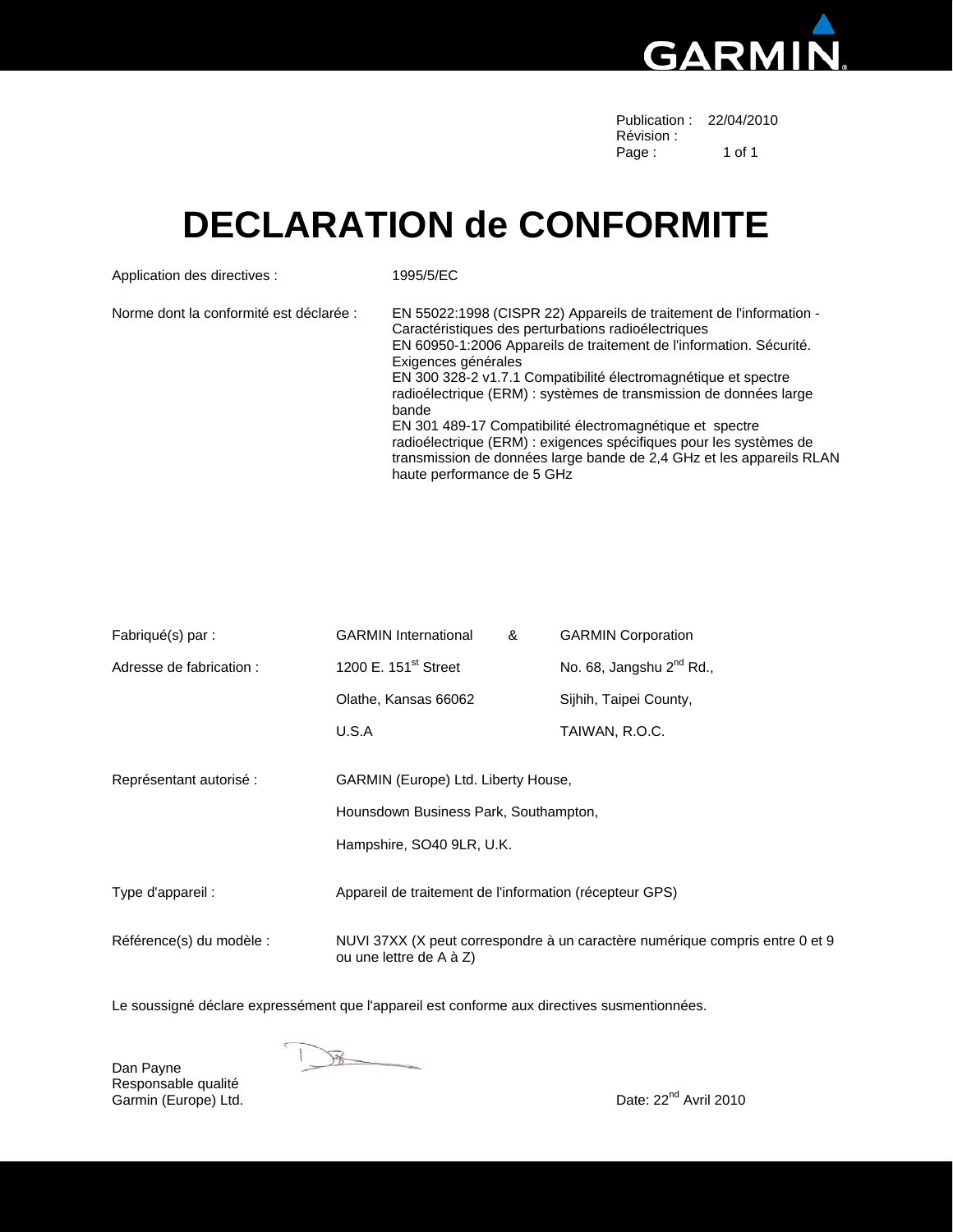Publication : 22/04/2010
Révision :
Page : 1 of 1

# DECLARATION de CONFORMITE

| | |
|---|---|
| Application des directives : | 1995/5/EC |
| Norme dont la conformité est déclarée : | EN 55022:1998 (CISPR 22) Appareils de traitement de l'information - Caractéristiques des perturbations radioélectriques<br>EN 60950-1:2006 Appareils de traitement de l'information. Sécurité. Exigences générales<br>EN 300 328-2 v1.7.1 Compatibilité électromagnétique et spectre radioélectrique (ERM) : systèmes de transmission de données large bande<br>EN 301 489-17 Compatibilité électromagnétique et spectre radioélectrique (ERM) : exigences spécifiques pour les systèmes de transmission de données large bande de 2,4 GHz et les appareils RLAN haute performance de 5 GHz |

| | | | |
|---|---|---|---|
| Fabriqué(s) par : | GARMIN International | & | GARMIN Corporation |
| Adresse de fabrication : | 1200 E. 151st Street | | No. 68, Jangshu 2nd Rd., |
| | Olathe, Kansas 66062 | | Sijhih, Taipei County, |
| | U.S.A | | TAIWAN, R.O.C. |

| | |
|---|---|
| Représentant autorisé : | GARMIN (Europe) Ltd. Liberty House,<br>Hounsdown Business Park, Southampton,<br>Hampshire, SO40 9LR, U.K. |
| Type d'appareil : | Appareil de traitement de l'information (récepteur GPS) |
| Référence(s) du modèle : | NUVI 37XX (X peut correspondre à un caractère numérique compris entre 0 et 9 ou une lettre de A à Z) |

Le soussigné déclare expressément que l'appareil est conforme aux directives susmentionnées.

Dan Payne
Responsable qualité
Garmin (Europe) Ltd.

Date: 22nd Avril 2010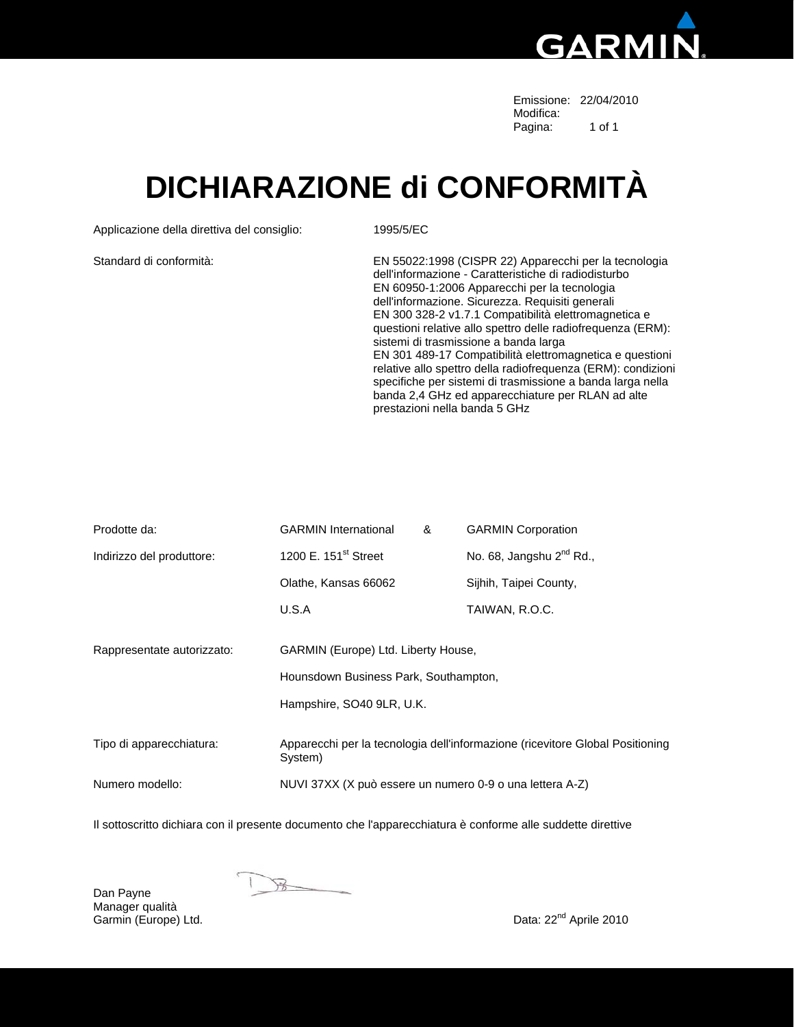Emissione: 22/04/2010
Modifica:
Pagina: 1 of 1

# DICHIARAZIONE di CONFORMITÀ

| | |
|---|---|
| Applicazione della direttiva del consiglio: | 1995/5/EC |
| Standard di conformità: | EN 55022:1998 (CISPR 22) Apparecchi per la tecnologia dell'informazione - Caratteristiche di radiodisturbo<br>EN 60950-1:2006 Apparecchi per la tecnologia dell'informazione. Sicurezza. Requisiti generali<br>EN 300 328-2 v1.7.1 Compatibilità elettromagnetica e questioni relative allo spettro delle radiofrequenza (ERM): sistemi di trasmissione a banda larga<br>EN 301 489-17 Compatibilità elettromagnetica e questioni relative allo spettro della radiofrequenza (ERM): condizioni specifiche per sistemi di trasmissione a banda larga nella banda 2,4 GHz ed apparecchiature per RLAN ad alte prestazioni nella banda 5 GHz |

| | | | |
|---|---|---|---|
| Prodotte da: | GARMIN International | & | GARMIN Corporation |
| Indirizzo del produttore: | 1200 E. 151st Street | | No. 68, Jangshu 2nd Rd., |
| | Olathe, Kansas 66062 | | Sijhih, Taipei County, |
| | U.S.A | | TAIWAN, R.O.C. |

| | |
|---|---|
| Rappresentate autorizzato: | GARMIN (Europe) Ltd. Liberty House,<br>Hounsdown Business Park, Southampton,<br>Hampshire, SO40 9LR, U.K. |
| Tipo di apparecchiatura: | Apparecchi per la tecnologia dell'informazione (ricevitore Global Positioning System) |
| Numero modello: | NUVI 37XX (X può essere un numero 0-9 o una lettera A-Z) |

Il sottoscritto dichiara con il presente documento che l'apparecchiatura è conforme alle suddette direttive

Dan Payne
Manager qualità
Garmin (Europe) Ltd.

Data: 22nd Aprile 2010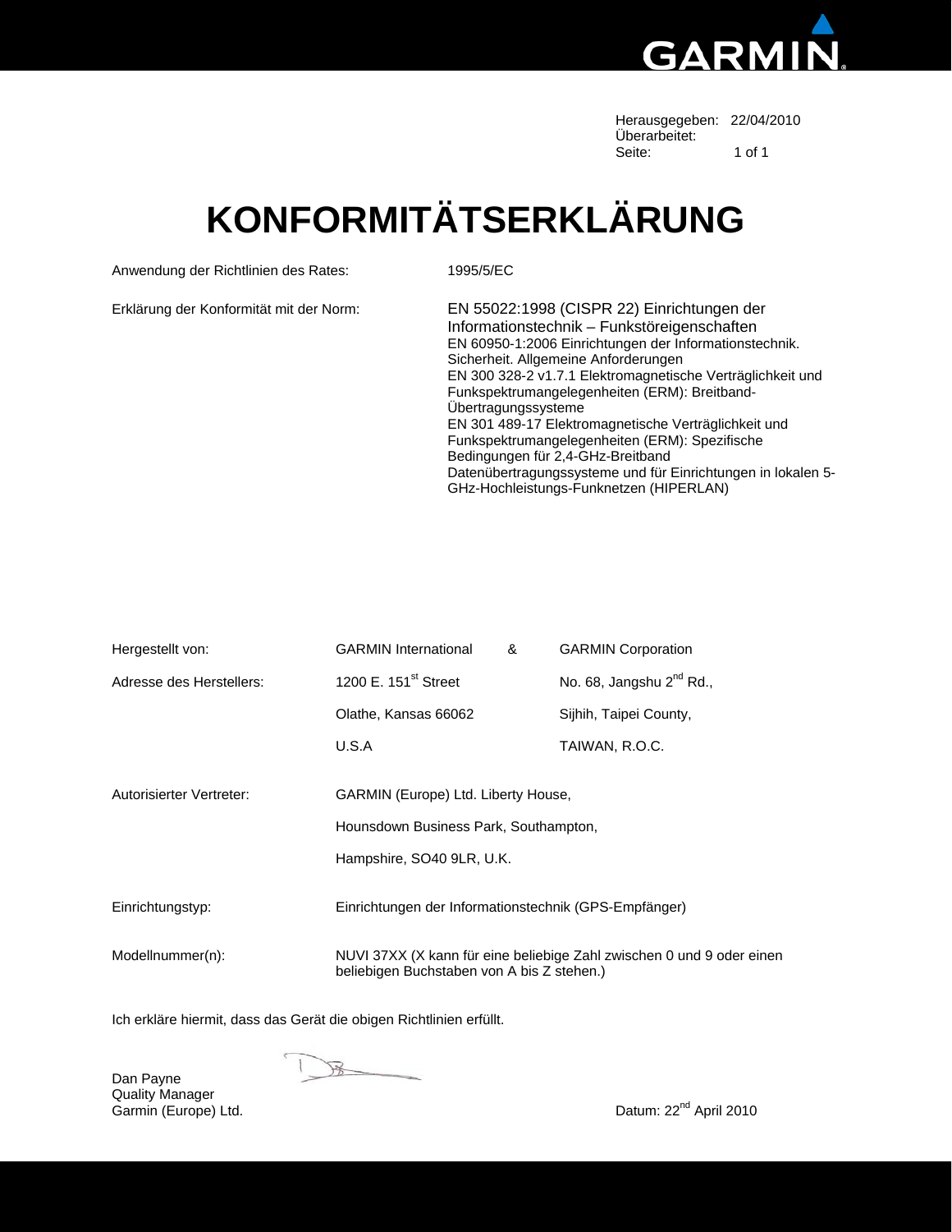Herausgegeben: 22/04/2010
Überarbeitet:
Seite: 1 of 1

# KONFORMITÄTSERKLÄRUNG

| | |
|---|---|
| Anwendung der Richtlinien des Rates: | 1995/5/EC |
| Erklärung der Konformität mit der Norm: | EN 55022:1998 (CISPR 22) Einrichtungen der Informationstechnik – Funkstöreigenschaften<br>EN 60950-1:2006 Einrichtungen der Informationstechnik. Sicherheit. Allgemeine Anforderungen<br>EN 300 328-2 v1.7.1 Elektromagnetische Verträglichkeit und Funkspektrumangelegenheiten (ERM): Breitband-Übertragungssysteme<br>EN 301 489-17 Elektromagnetische Verträglichkeit und Funkspektrumangelegenheiten (ERM): Spezifische Bedingungen für 2,4-GHz-Breitband Datenübertragungssysteme und für Einrichtungen in lokalen 5-GHz-Hochleistungs-Funknetzen (HIPERLAN) |

| | | | |
|---|---|---|---|
| Hergestellt von: | GARMIN International | & | GARMIN Corporation |
| Adresse des Herstellers: | 1200 E. 151st Street | | No. 68, Jangshu 2nd Rd., |
| | Olathe, Kansas 66062 | | Sijhih, Taipei County, |
| | U.S.A | | TAIWAN, R.O.C. |
| Autorisierter Vertreter: | GARMIN (Europe) Ltd. Liberty House,<br>Hounsdown Business Park, Southampton,<br>Hampshire, SO40 9LR, U.K. | | |
| Einrichtungstyp: | Einrichtungen der Informationstechnik (GPS-Empfänger) | | |
| Modellnummer(n): | NUVI 37XX (X kann für eine beliebige Zahl zwischen 0 und 9 oder einen beliebigen Buchstaben von A bis Z stehen.) | | |

Ich erkläre hiermit, dass das Gerät die obigen Richtlinien erfüllt.

Dan Payne
Quality Manager
Garmin (Europe) Ltd.

Datum: 22nd April 2010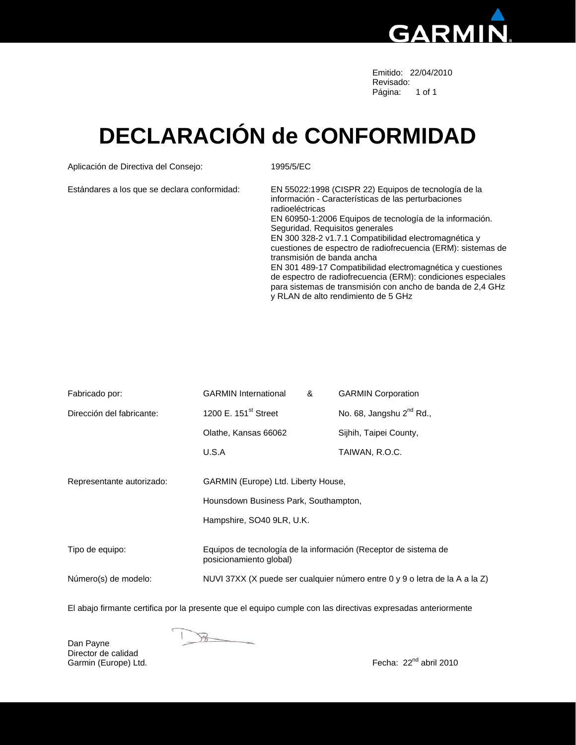Emitido: 22/04/2010
Revisado:
Página: 1 of 1

# DECLARACIÓN de CONFORMIDAD

| | |
|---|---|
| Aplicación de Directiva del Consejo: | 1995/5/EC |
| Estándares a los que se declara conformidad: | EN 55022:1998 (CISPR 22) Equipos de tecnología de la información - Características de las perturbaciones radioeléctricas<br>EN 60950-1:2006 Equipos de tecnología de la información. Seguridad. Requisitos generales<br>EN 300 328-2 v1.7.1 Compatibilidad electromagnética y cuestiones de espectro de radiofrecuencia (ERM): sistemas de transmisión de banda ancha<br>EN 301 489-17 Compatibilidad electromagnética y cuestiones de espectro de radiofrecuencia (ERM): condiciones especiales para sistemas de transmisión con ancho de banda de 2,4 GHz y RLAN de alto rendimiento de 5 GHz |

| | | | |
|---|---|---|---|
| Fabricado por: | GARMIN International | & | GARMIN Corporation |
| Dirección del fabricante: | 1200 E. 151st Street | | No. 68, Jangshu 2nd Rd., |
| | Olathe, Kansas 66062 | | Sijhih, Taipei County, |
| | U.S.A | | TAIWAN, R.O.C. |

Representante autorizado: GARMIN (Europe) Ltd. Liberty House,
Hounsdown Business Park, Southampton,
Hampshire, SO40 9LR, U.K.

Tipo de equipo: Equipos de tecnología de la información (Receptor de sistema de posicionamiento global)

Número(s) de modelo: NUVI 37XX (X puede ser cualquier número entre 0 y 9 o letra de la A a la Z)

El abajo firmante certifica por la presente que el equipo cumple con las directivas expresadas anteriormente

Dan Payne
Director de calidad
Garmin (Europe) Ltd.

Fecha: 22nd abril 2010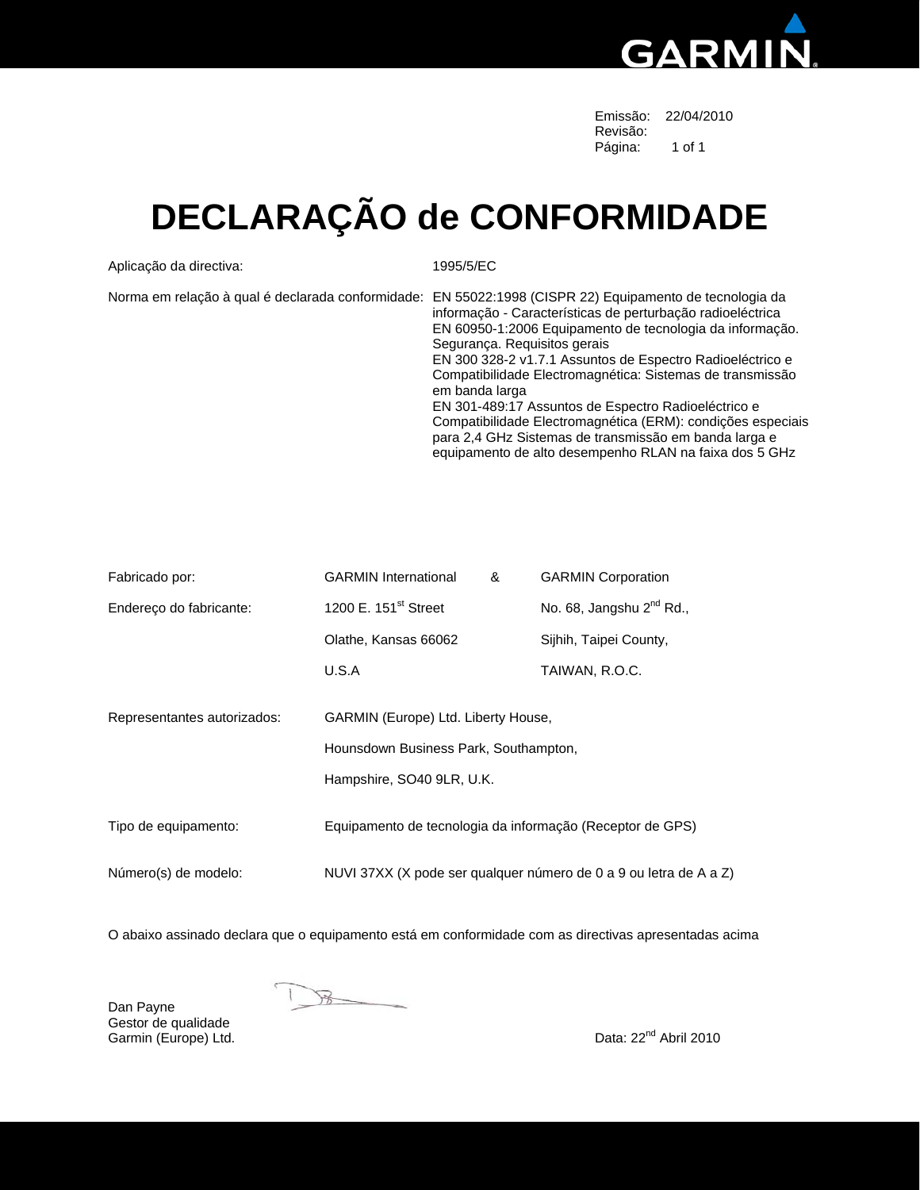Emissão: 22/04/2010
Revisão:
Página: 1 of 1

# DECLARAÇÃO de CONFORMIDADE

Aplicação da directiva: 1995/5/EC

Norma em relação à qual é declarada conformidade: EN 55022:1998 (CISPR 22) Equipamento de tecnologia da informação - Características de perturbação radioeléctrica
EN 60950-1:2006 Equipamento de tecnologia da informação. Segurança. Requisitos gerais
EN 300 328-2 v1.7.1 Assuntos de Espectro Radioeléctrico e Compatibilidade Electromagnética: Sistemas de transmissão em banda larga
EN 301-489:17 Assuntos de Espectro Radioeléctrico e Compatibilidade Electromagnética (ERM): condições especiais para 2,4 GHz Sistemas de transmissão em banda larga e equipamento de alto desempenho RLAN na faixa dos 5 GHz

| | | | |
|---|---|---|---|
| Fabricado por: | GARMIN International | & | GARMIN Corporation |
| Endereço do fabricante: | 1200 E. 151st Street | | No. 68, Jangshu 2nd Rd., |
| | Olathe, Kansas 66062 | | Sijhih, Taipei County, |
| | U.S.A | | TAIWAN, R.O.C. |

Representantes autorizados: GARMIN (Europe) Ltd. Liberty House,
Hounsdown Business Park, Southampton,
Hampshire, SO40 9LR, U.K.

Tipo de equipamento: Equipamento de tecnologia da informação (Receptor de GPS)

Número(s) de modelo: NUVI 37XX (X pode ser qualquer número de 0 a 9 ou letra de A a Z)

O abaixo assinado declara que o equipamento está em conformidade com as directivas apresentadas acima

Dan Payne
Gestor de qualidade
Garmin (Europe) Ltd.

Data: 22nd Abril 2010